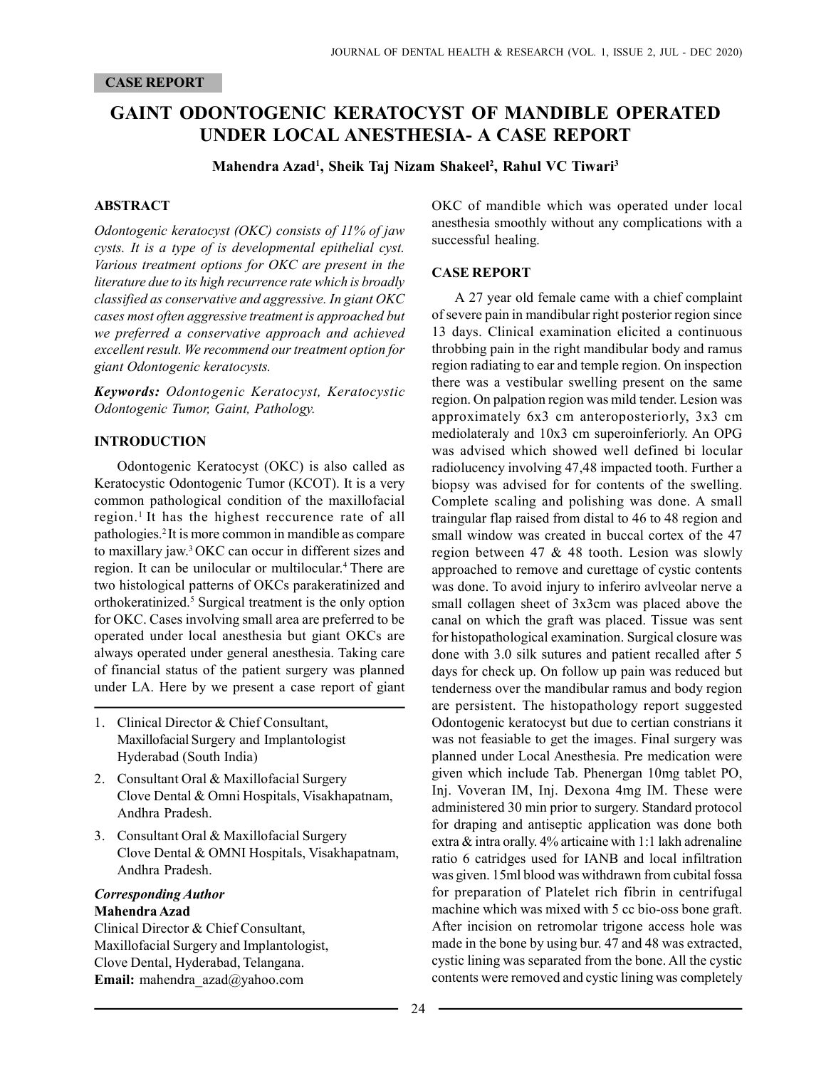CASE REPORT

# GAINT ODONTOGENIC KERATOCYST OF MANDIBLE OPERATED UNDER LOCAL ANESTHESIA- A CASE REPORT

**Mahendra Azad[1], Sheik Taj Nizam Shakeel[2], Rahul VC Tiwari[3]**

## ABSTRACT

*Odontogenic keratocyst (OKC) consists of 11% of jaw cysts. It is a type of is developmental epithelial cyst. Various treatment options for OKC are present in the literature due to its high recurrence rate which is broadly classified as conservative and aggressive. In giant OKC cases most often aggressive treatment is approached but we preferred a conservative approach and achieved excellent result. We recommend our treatment option for giant Odontogenic keratocysts.*

***Keywords:*** *Odontogenic Keratocyst, Keratocystic Odontogenic Tumor, Gaint, Pathology.*

## INTRODUCTION

Odontogenic Keratocyst (OKC) is also called as Keratocystic Odontogenic Tumor (KCOT). It is a very common pathological condition of the maxillofacial region.[1] It has the highest reccurence rate of all pathologies.[2] It is more common in mandible as compare to maxillary jaw.[3] OKC can occur in different sizes and region. It can be unilocular or multilocular.[4] There are two histological patterns of OKCs parakeratinized and orthokeratinized.[5] Surgical treatment is the only option for OKC. Cases involving small area are preferred to be operated under local anesthesia but giant OKCs are always operated under general anesthesia. Taking care of financial status of the patient surgery was planned under LA. Here by we present a case report of giant OKC of mandible which was operated under local anesthesia smoothly without any complications with a successful healing.

1. Clinical Director & Chief Consultant, Maxillofacial Surgery and Implantologist Hyderabad (South India)
2. Consultant Oral & Maxillofacial Surgery Clove Dental & Omni Hospitals, Visakhapatnam, Andhra Pradesh.
3. Consultant Oral & Maxillofacial Surgery Clove Dental & OMNI Hospitals, Visakhapatnam, Andhra Pradesh.

***Corresponding Author***
**Mahendra Azad**
Clinical Director & Chief Consultant,
Maxillofacial Surgery and Implantologist,
Clove Dental, Hyderabad, Telangana.
**Email:** mahendra_azad@yahoo.com

## CASE REPORT

A 27 year old female came with a chief complaint of severe pain in mandibular right posterior region since 13 days. Clinical examination elicited a continuous throbbing pain in the right mandibular body and ramus region radiating to ear and temple region. On inspection there was a vestibular swelling present on the same region. On palpation region was mild tender. Lesion was approximately 6x3 cm anteroposteriorly, 3x3 cm mediolateraly and 10x3 cm superoinferiorly. An OPG was advised which showed well defined bi locular radiolucency involving 47,48 impacted tooth. Further a biopsy was advised for for contents of the swelling. Complete scaling and polishing was done. A small traingular flap raised from distal to 46 to 48 region and small window was created in buccal cortex of the 47 region between 47 & 48 tooth. Lesion was slowly approached to remove and curettage of cystic contents was done. To avoid injury to inferiro avlveolar nerve a small collagen sheet of 3x3cm was placed above the canal on which the graft was placed. Tissue was sent for histopathological examination. Surgical closure was done with 3.0 silk sutures and patient recalled after 5 days for check up. On follow up pain was reduced but tenderness over the mandibular ramus and body region are persistent. The histopathology report suggested Odontogenic keratocyst but due to certian constrians it was not feasiable to get the images. Final surgery was planned under Local Anesthesia. Pre medication were given which include Tab. Phenergan 10mg tablet PO, Inj. Voveran IM, Inj. Dexona 4mg IM. These were administered 30 min prior to surgery. Standard protocol for draping and antiseptic application was done both extra & intra orally. 4% articaine with 1:1 lakh adrenaline ratio 6 catridges used for IANB and local infiltration was given. 15ml blood was withdrawn from cubital fossa for preparation of Platelet rich fibrin in centrifugal machine which was mixed with 5 cc bio-oss bone graft. After incision on retromolar trigone access hole was made in the bone by using bur. 47 and 48 was extracted, cystic lining was separated from the bone. All the cystic contents were removed and cystic lining was completely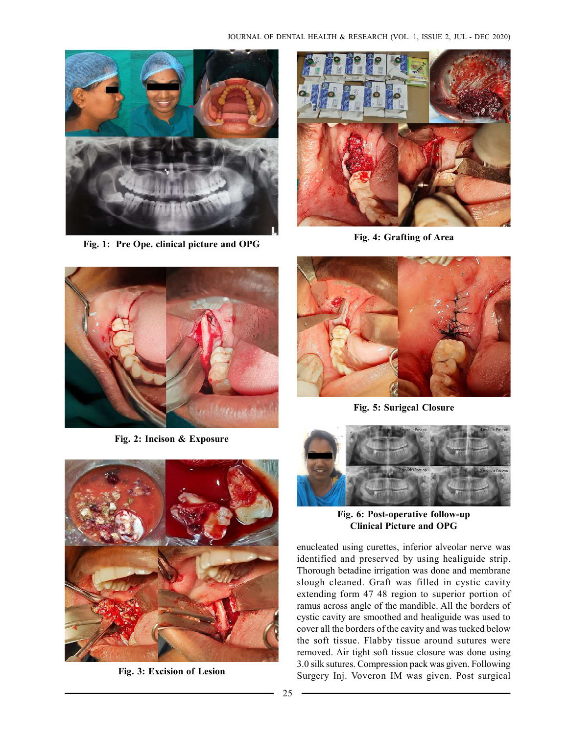Fig. 1: Pre Ope. clinical picture and OPG

Fig. 2: Incison & Exposure

Fig. 3: Excision of Lesion

Fig. 4: Grafting of Area

Fig. 5: Surigcal Closure

Fig. 6: Post-operative follow-up Clinical Picture and OPG

enucleated using curettes, inferior alveolar nerve was identified and preserved by using healiguide strip. Thorough betadine irrigation was done and membrane slough cleaned. Graft was filled in cystic cavity extending form 47 48 region to superior portion of ramus across angle of the mandible. All the borders of cystic cavity are smoothed and healiguide was used to cover all the borders of the cavity and was tucked below the soft tissue. Flabby tissue around sutures were removed. Air tight soft tissue closure was done using 3.0 silk sutures. Compression pack was given. Following Surgery Inj. Voveron IM was given. Post surgical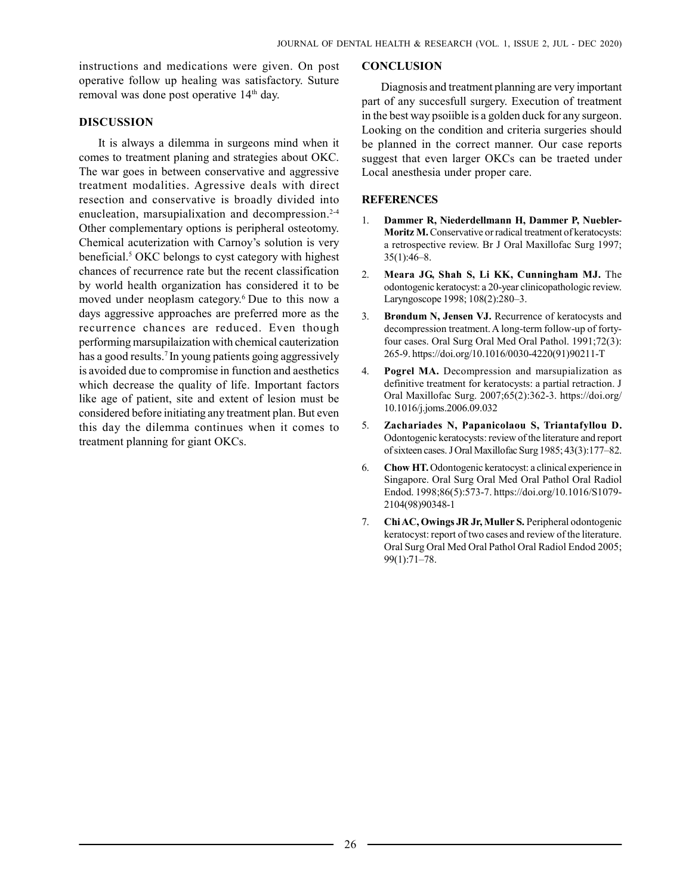instructions and medications were given. On post operative follow up healing was satisfactory. Suture removal was done post operative 14th day.

## DISCUSSION

It is always a dilemma in surgeons mind when it comes to treatment planing and strategies about OKC. The war goes in between conservative and aggressive treatment modalities. Agressive deals with direct resection and conservative is broadly divided into enucleation, marsupialixation and decompression.[2-4] Other complementary options is peripheral osteotomy. Chemical acuterization with Carnoy's solution is very beneficial.[5] OKC belongs to cyst category with highest chances of recurrence rate but the recent classification by world health organization has considered it to be moved under neoplasm category.[6] Due to this now a days aggressive approaches are preferred more as the recurrence chances are reduced. Even though performing marsupilaization with chemical cauterization has a good results.[7] In young patients going aggressively is avoided due to compromise in function and aesthetics which decrease the quality of life. Important factors like age of patient, site and extent of lesion must be considered before initiating any treatment plan. But even this day the dilemma continues when it comes to treatment planning for giant OKCs.

## CONCLUSION

Diagnosis and treatment planning are very important part of any succesfull surgery. Execution of treatment in the best way psoiible is a golden duck for any surgeon. Looking on the condition and criteria surgeries should be planned in the correct manner. Our case reports suggest that even larger OKCs can be traeted under Local anesthesia under proper care.

## REFERENCES

1. **Dammer R, Niederdellmann H, Dammer P, Nuebler-Moritz M.** Conservative or radical treatment of keratocysts: a retrospective review. Br J Oral Maxillofac Surg 1997; 35(1):46–8.
2. **Meara JG, Shah S, Li KK, Cunningham MJ.** The odontogenic keratocyst: a 20-year clinicopathologic review. Laryngoscope 1998; 108(2):280–3.
3. **Brøndum N, Jensen VJ.** Recurrence of keratocysts and decompression treatment. A long-term follow-up of forty-four cases. Oral Surg Oral Med Oral Pathol. 1991;72(3): 265-9. https://doi.org/10.1016/0030-4220(91)90211-T
4. **Pogrel MA.** Decompression and marsupialization as definitive treatment for keratocysts: a partial retraction. J Oral Maxillofac Surg. 2007;65(2):362-3. https://doi.org/10.1016/j.joms.2006.09.032
5. **Zachariades N, Papanicolaou S, Triantafyllou D.** Odontogenic keratocysts: review of the literature and report of sixteen cases. J Oral Maxillofac Surg 1985; 43(3):177–82.
6. **Chow HT.** Odontogenic keratocyst: a clinical experience in Singapore. Oral Surg Oral Med Oral Pathol Oral Radiol Endod. 1998;86(5):573-7. https://doi.org/10.1016/S1079-2104(98)90348-1
7. **Chi AC, Owings JR Jr, Muller S.** Peripheral odontogenic keratocyst: report of two cases and review of the literature. Oral Surg Oral Med Oral Pathol Oral Radiol Endod 2005; 99(1):71–78.